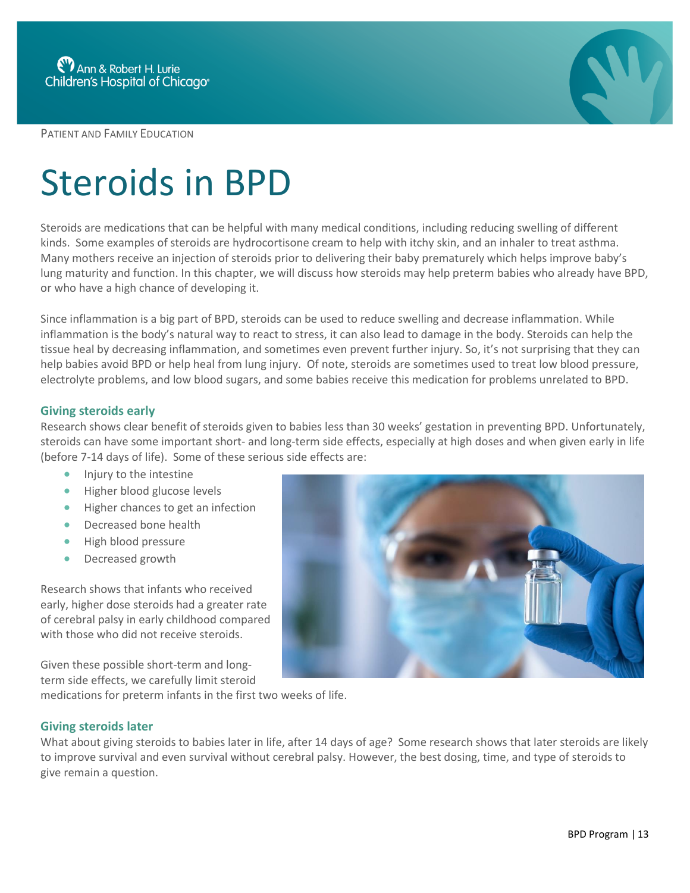PATIENT AND FAMILY EDUCATION

# Steroids in BPD

Steroids are medications that can be helpful with many medical conditions, including reducing swelling of different kinds. Some examples of steroids are hydrocortisone cream to help with itchy skin, and an inhaler to treat asthma. Many mothers receive an injection of steroids prior to delivering their baby prematurely which helps improve baby's lung maturity and function. In this chapter, we will discuss how steroids may help preterm babies who already have BPD, or who have a high chance of developing it.

Since inflammation is a big part of BPD, steroids can be used to reduce swelling and decrease inflammation. While inflammation is the body's natural way to react to stress, it can also lead to damage in the body. Steroids can help the tissue heal by decreasing inflammation, and sometimes even prevent further injury. So, it's not surprising that they can help babies avoid BPD or help heal from lung injury. Of note, steroids are sometimes used to treat low blood pressure, electrolyte problems, and low blood sugars, and some babies receive this medication for problems unrelated to BPD.

### Giving steroids early

Research shows clear benefit of steroids given to babies less than 30 weeks' gestation in preventing BPD. Unfortunately, steroids can have some important short- and long-term side effects, especially at high doses and when given early in life (before 7-14 days of life). Some of these serious side effects are:

- Injury to the intestine
- Higher blood glucose levels
- Higher chances to get an infection
- Decreased bone health
- High blood pressure
- Decreased growth

Research shows that infants who received early, higher dose steroids had a greater rate of cerebral palsy in early childhood compared with those who did not receive steroids.

Given these possible short-term and long-term side effects, we carefully limit steroid medications for preterm infants in the first two weeks of life.

### Giving steroids later

What about giving steroids to babies later in life, after 14 days of age? Some research shows that later steroids are likely to improve survival and even survival without cerebral palsy. However, the best dosing, time, and type of steroids to give remain a question.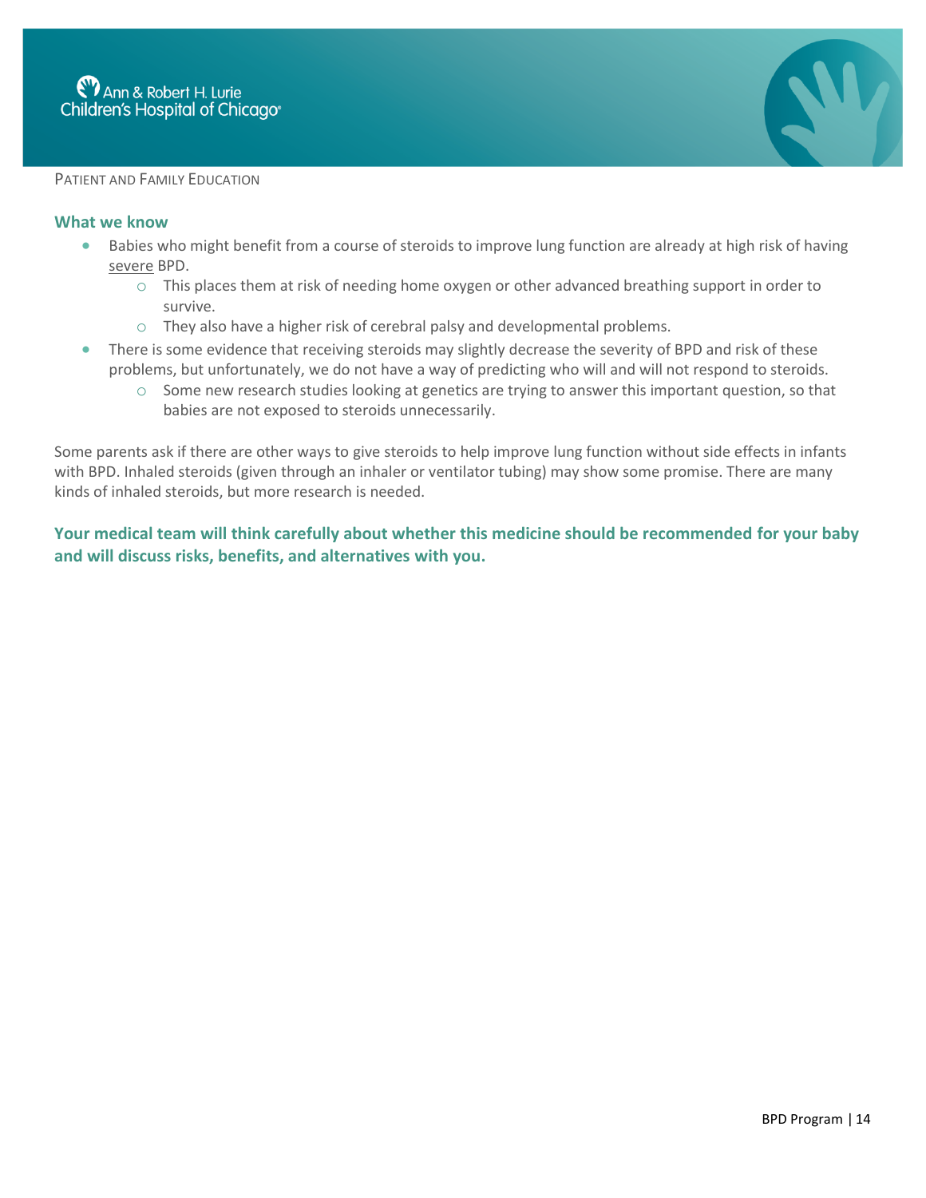PATIENT AND FAMILY EDUCATION

## What we know

- Babies who might benefit from a course of steroids to improve lung function are already at high risk of having severe BPD.
  - This places them at risk of needing home oxygen or other advanced breathing support in order to survive.
  - They also have a higher risk of cerebral palsy and developmental problems.
- There is some evidence that receiving steroids may slightly decrease the severity of BPD and risk of these problems, but unfortunately, we do not have a way of predicting who will and will not respond to steroids.
  - Some new research studies looking at genetics are trying to answer this important question, so that babies are not exposed to steroids unnecessarily.

Some parents ask if there are other ways to give steroids to help improve lung function without side effects in infants with BPD. Inhaled steroids (given through an inhaler or ventilator tubing) may show some promise. There are many kinds of inhaled steroids, but more research is needed.

**Your medical team will think carefully about whether this medicine should be recommended for your baby and will discuss risks, benefits, and alternatives with you.**